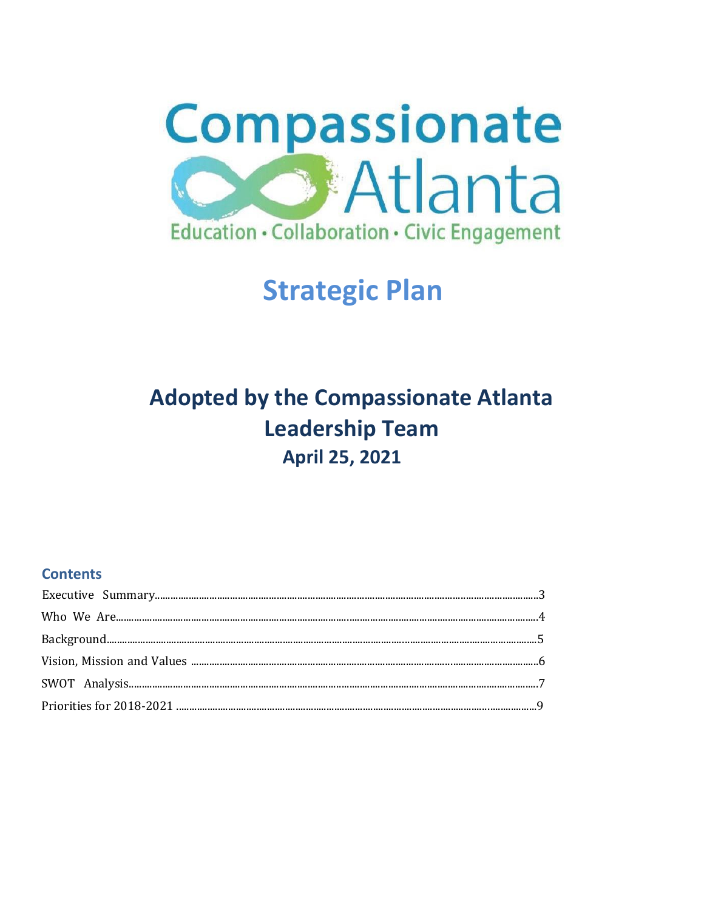Compassionate Atlanta

Education • Collaboration • Civic Engagement

# Strategic Plan

## Adopted by the Compassionate Atlanta Leadership Team

### April 25, 2021

#### Contents

Executive Summary....................................................................................................3

Who We Are..............................................................................................................4

Background...............................................................................................................5

Vision, Mission and Values .......................................................................................6

SWOT Analysis..........................................................................................................7

Priorities for 2018-2021 ............................................................................................9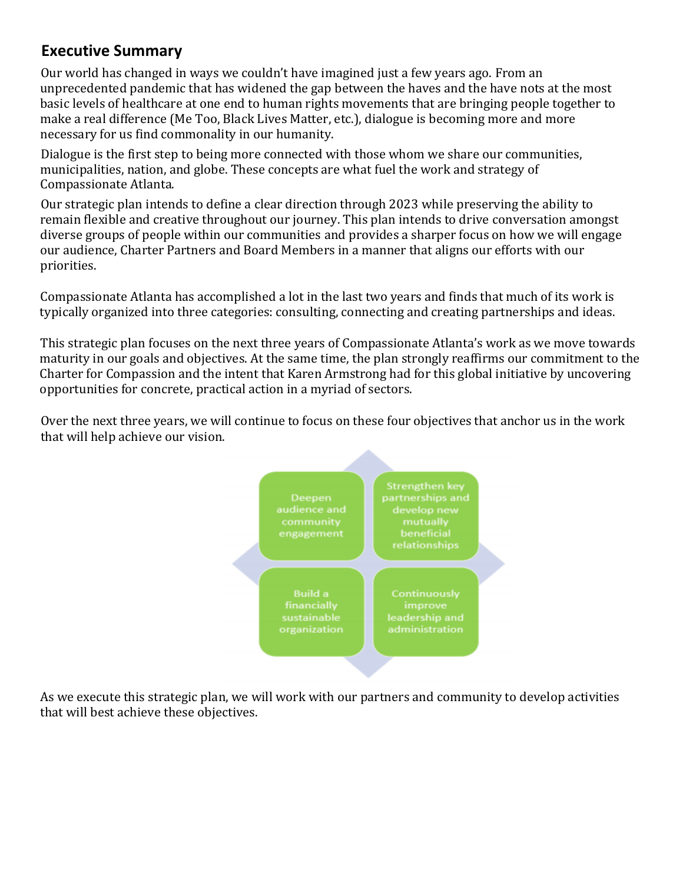## Executive Summary

Our world has changed in ways we couldn't have imagined just a few years ago. From an unprecedented pandemic that has widened the gap between the haves and the have nots at the most basic levels of healthcare at one end to human rights movements that are bringing people together to make a real difference (Me Too, Black Lives Matter, etc.), dialogue is becoming more and more necessary for us find commonality in our humanity.

Dialogue is the first step to being more connected with those whom we share our communities, municipalities, nation, and globe. These concepts are what fuel the work and strategy of Compassionate Atlanta.

Our strategic plan intends to define a clear direction through 2023 while preserving the ability to remain flexible and creative throughout our journey. This plan intends to drive conversation amongst diverse groups of people within our communities and provides a sharper focus on how we will engage our audience, Charter Partners and Board Members in a manner that aligns our efforts with our priorities.

Compassionate Atlanta has accomplished a lot in the last two years and finds that much of its work is typically organized into three categories: consulting, connecting and creating partnerships and ideas.

This strategic plan focuses on the next three years of Compassionate Atlanta's work as we move towards maturity in our goals and objectives. At the same time, the plan strongly reaffirms our commitment to the Charter for Compassion and the intent that Karen Armstrong had for this global initiative by uncovering opportunities for concrete, practical action in a myriad of sectors.

Over the next three years, we will continue to focus on these four objectives that anchor us in the work that will help achieve our vision.

- Deepen audience and community engagement
- Strengthen key partnerships and develop new mutually beneficial relationships
- Build a financially sustainable organization
- Continuously improve leadership and administration

As we execute this strategic plan, we will work with our partners and community to develop activities that will best achieve these objectives.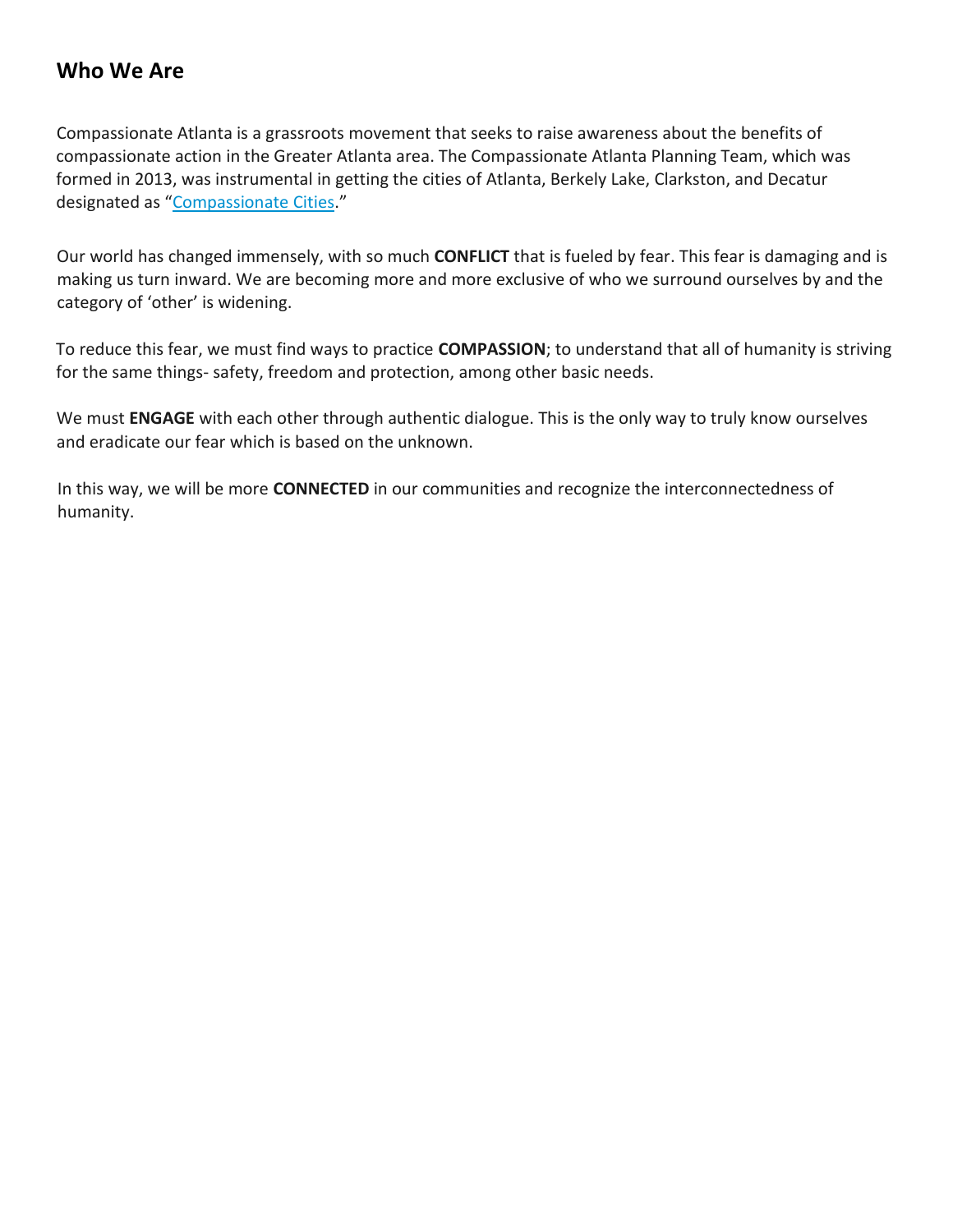## Who We Are

Compassionate Atlanta is a grassroots movement that seeks to raise awareness about the benefits of compassionate action in the Greater Atlanta area. The Compassionate Atlanta Planning Team, which was formed in 2013, was instrumental in getting the cities of Atlanta, Berkely Lake, Clarkston, and Decatur designated as "Compassionate Cities."

Our world has changed immensely, with so much **CONFLICT** that is fueled by fear. This fear is damaging and is making us turn inward. We are becoming more and more exclusive of who we surround ourselves by and the category of 'other' is widening.

To reduce this fear, we must find ways to practice **COMPASSION**; to understand that all of humanity is striving for the same things- safety, freedom and protection, among other basic needs.

We must **ENGAGE** with each other through authentic dialogue. This is the only way to truly know ourselves and eradicate our fear which is based on the unknown.

In this way, we will be more **CONNECTED** in our communities and recognize the interconnectedness of humanity.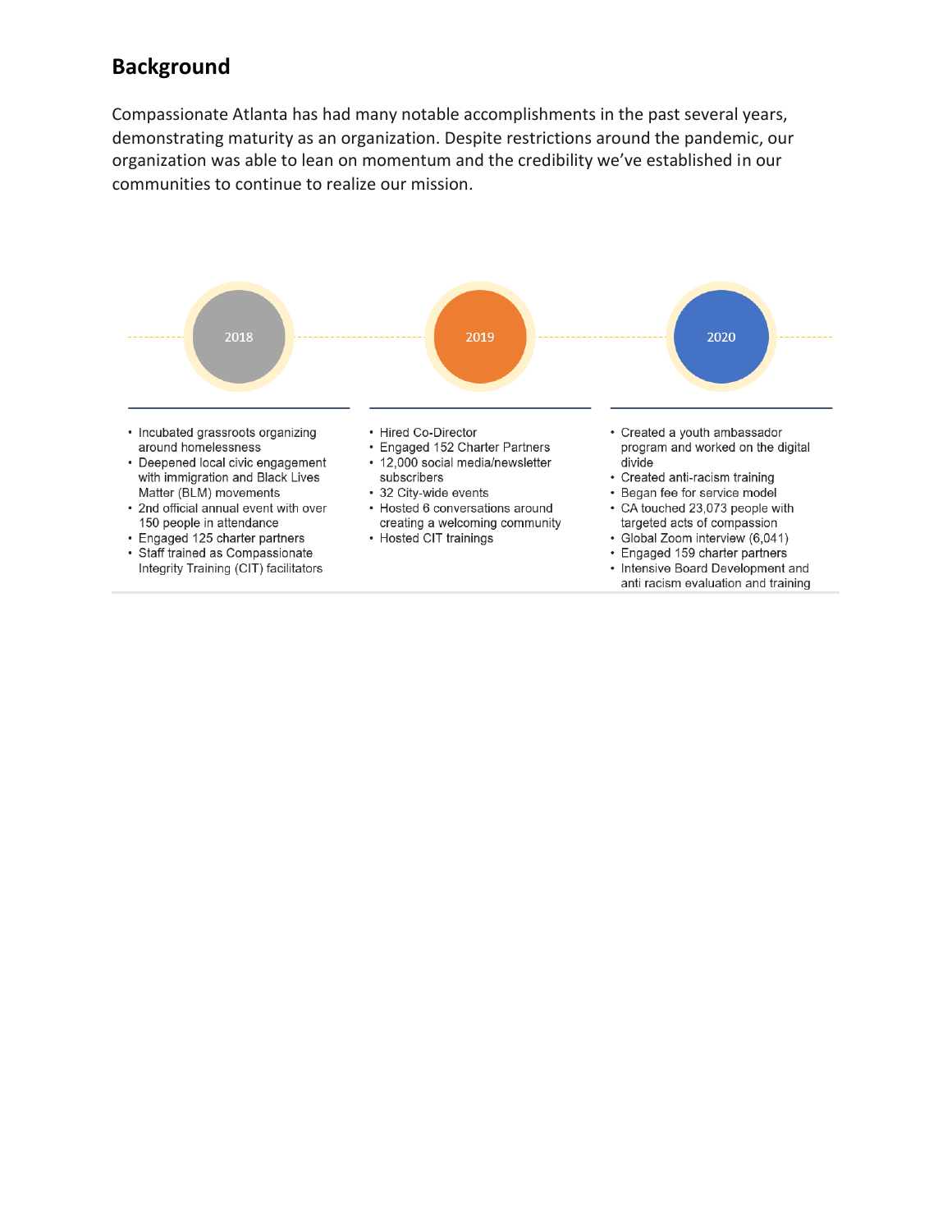## Background

Compassionate Atlanta has had many notable accomplishments in the past several years, demonstrating maturity as an organization. Despite restrictions around the pandemic, our organization was able to lean on momentum and the credibility we've established in our communities to continue to realize our mission.

### 2018

- Incubated grassroots organizing around homelessness
- Deepened local civic engagement with immigration and Black Lives Matter (BLM) movements
- 2nd official annual event with over 150 people in attendance
- Engaged 125 charter partners
- Staff trained as Compassionate Integrity Training (CIT) facilitators

### 2019

- Hired Co-Director
- Engaged 152 Charter Partners
- 12,000 social media/newsletter subscribers
- 32 City-wide events
- Hosted 6 conversations around creating a welcoming community
- Hosted CIT trainings

### 2020

- Created a youth ambassador program and worked on the digital divide
- Created anti-racism training
- Began fee for service model
- CA touched 23,073 people with targeted acts of compassion
- Global Zoom interview (6,041)
- Engaged 159 charter partners
- Intensive Board Development and anti racism evaluation and training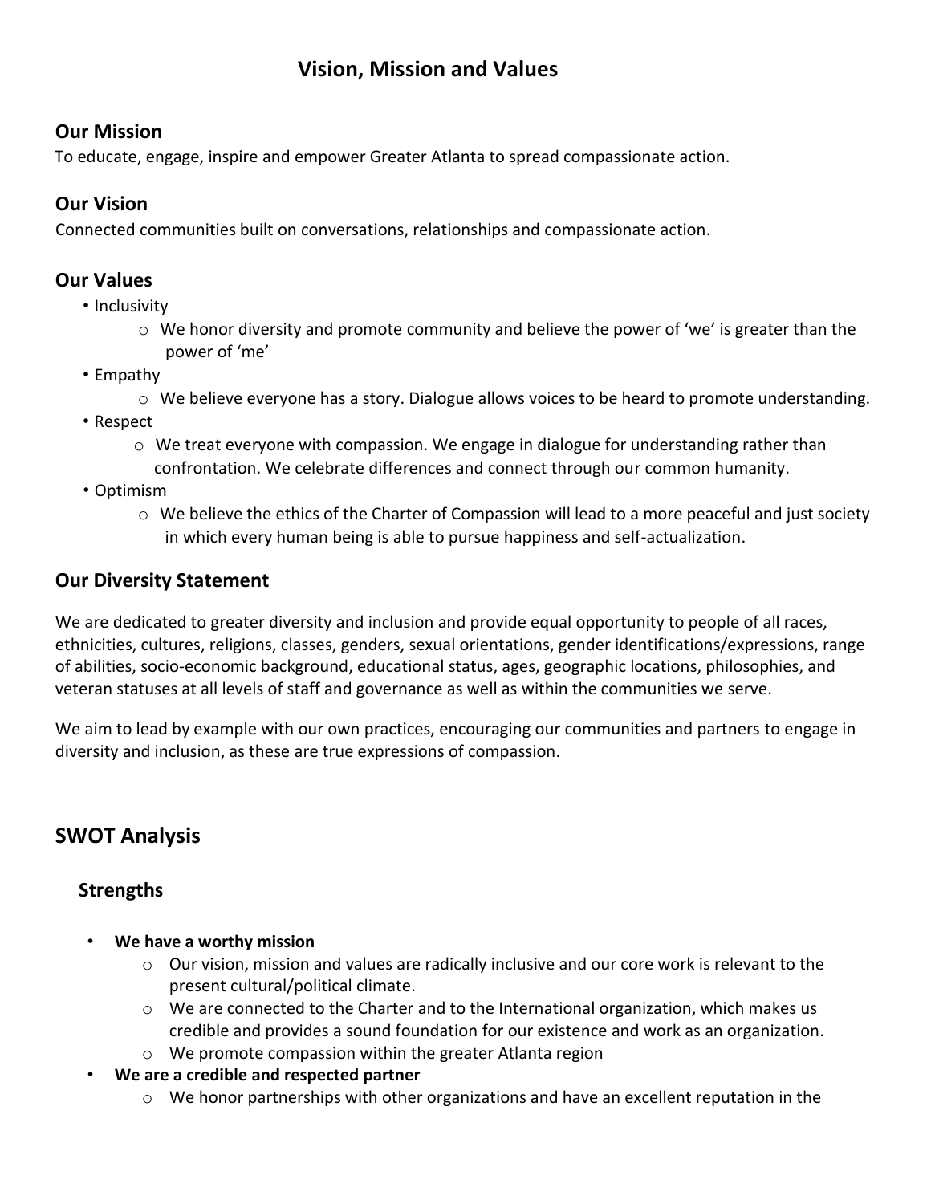# Vision, Mission and Values

## Our Mission

To educate, engage, inspire and empower Greater Atlanta to spread compassionate action.

## Our Vision

Connected communities built on conversations, relationships and compassionate action.

## Our Values

- Inclusivity
  - We honor diversity and promote community and believe the power of 'we' is greater than the power of 'me'
- Empathy
  - We believe everyone has a story. Dialogue allows voices to be heard to promote understanding.
- Respect
  - We treat everyone with compassion. We engage in dialogue for understanding rather than confrontation. We celebrate differences and connect through our common humanity.
- Optimism
  - We believe the ethics of the Charter of Compassion will lead to a more peaceful and just society in which every human being is able to pursue happiness and self-actualization.

## Our Diversity Statement

We are dedicated to greater diversity and inclusion and provide equal opportunity to people of all races, ethnicities, cultures, religions, classes, genders, sexual orientations, gender identifications/expressions, range of abilities, socio-economic background, educational status, ages, geographic locations, philosophies, and veteran statuses at all levels of staff and governance as well as within the communities we serve.

We aim to lead by example with our own practices, encouraging our communities and partners to engage in diversity and inclusion, as these are true expressions of compassion.

## SWOT Analysis

### Strengths

- **We have a worthy mission**
  - Our vision, mission and values are radically inclusive and our core work is relevant to the present cultural/political climate.
  - We are connected to the Charter and to the International organization, which makes us credible and provides a sound foundation for our existence and work as an organization.
  - We promote compassion within the greater Atlanta region
- **We are a credible and respected partner**
  - We honor partnerships with other organizations and have an excellent reputation in the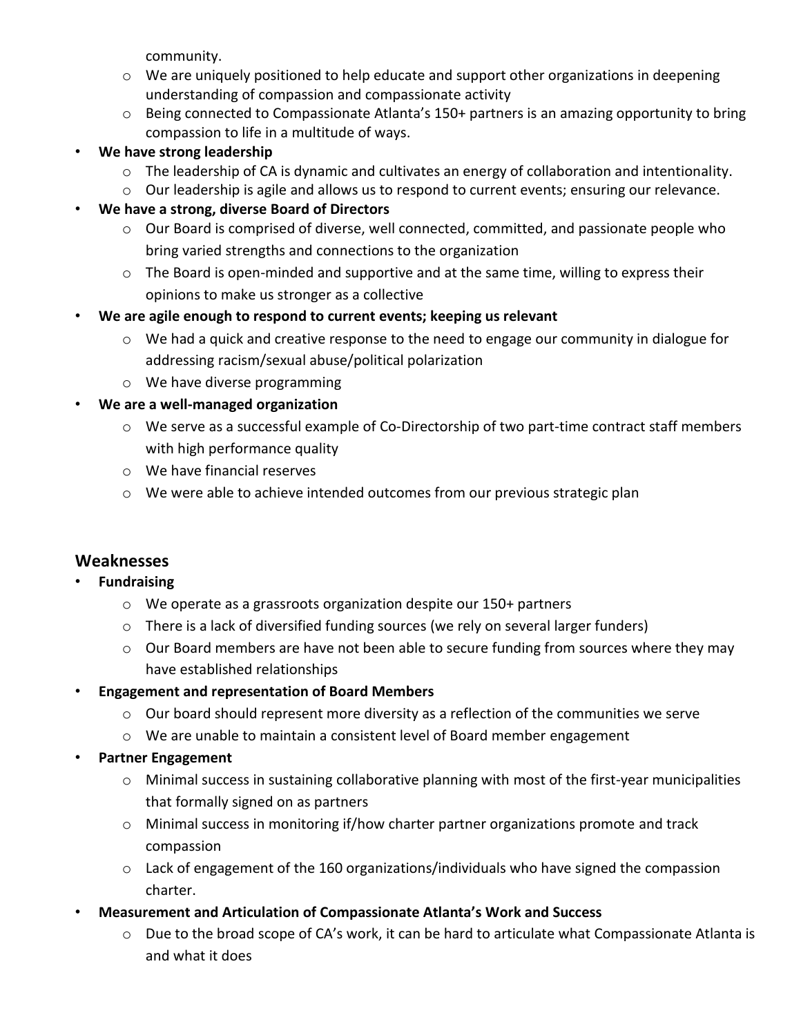community.
  - We are uniquely positioned to help educate and support other organizations in deepening understanding of compassion and compassionate activity
  - Being connected to Compassionate Atlanta's 150+ partners is an amazing opportunity to bring compassion to life in a multitude of ways.
- **We have strong leadership**
  - The leadership of CA is dynamic and cultivates an energy of collaboration and intentionality.
  - Our leadership is agile and allows us to respond to current events; ensuring our relevance.
- **We have a strong, diverse Board of Directors**
  - Our Board is comprised of diverse, well connected, committed, and passionate people who bring varied strengths and connections to the organization
  - The Board is open-minded and supportive and at the same time, willing to express their opinions to make us stronger as a collective
- **We are agile enough to respond to current events; keeping us relevant**
  - We had a quick and creative response to the need to engage our community in dialogue for addressing racism/sexual abuse/political polarization
  - We have diverse programming
- **We are a well-managed organization**
  - We serve as a successful example of Co-Directorship of two part-time contract staff members with high performance quality
  - We have financial reserves
  - We were able to achieve intended outcomes from our previous strategic plan

## Weaknesses

- **Fundraising**
  - We operate as a grassroots organization despite our 150+ partners
  - There is a lack of diversified funding sources (we rely on several larger funders)
  - Our Board members are have not been able to secure funding from sources where they may have established relationships
- **Engagement and representation of Board Members**
  - Our board should represent more diversity as a reflection of the communities we serve
  - We are unable to maintain a consistent level of Board member engagement
- **Partner Engagement**
  - Minimal success in sustaining collaborative planning with most of the first-year municipalities that formally signed on as partners
  - Minimal success in monitoring if/how charter partner organizations promote and track compassion
  - Lack of engagement of the 160 organizations/individuals who have signed the compassion charter.
- **Measurement and Articulation of Compassionate Atlanta's Work and Success**
  - Due to the broad scope of CA's work, it can be hard to articulate what Compassionate Atlanta is and what it does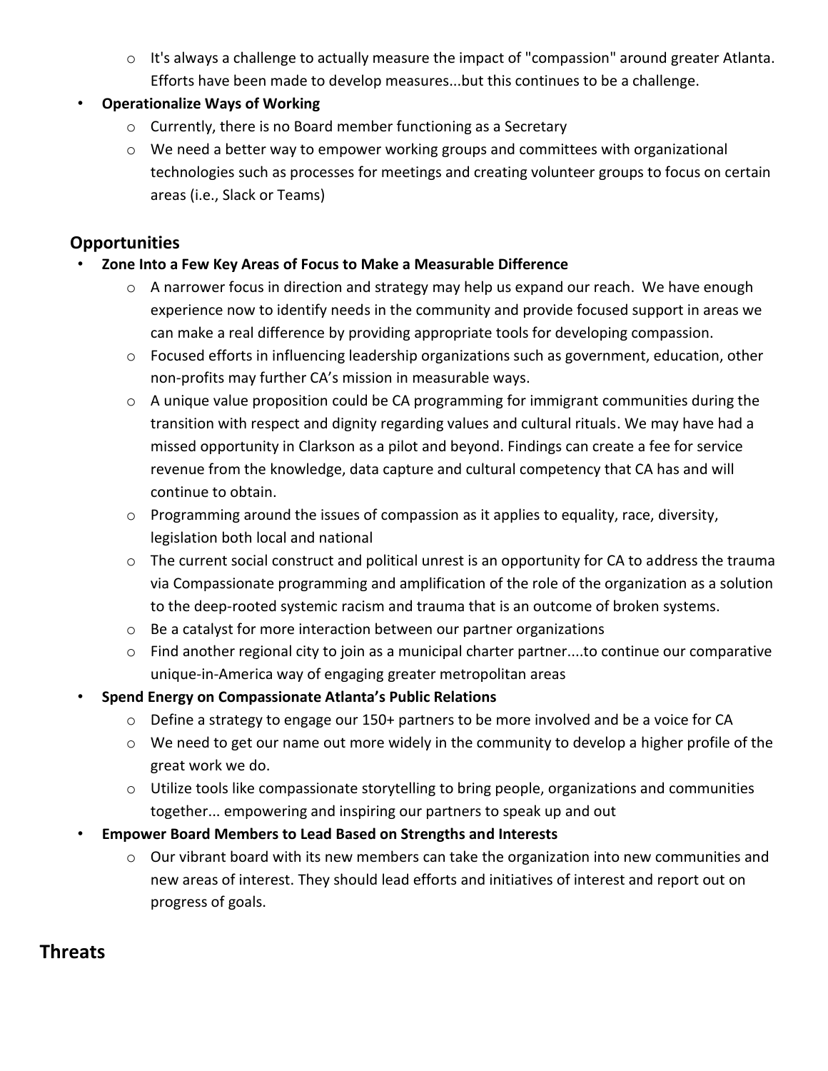- It's always a challenge to actually measure the impact of "compassion" around greater Atlanta. Efforts have been made to develop measures...but this continues to be a challenge.

- **Operationalize Ways of Working**
  - Currently, there is no Board member functioning as a Secretary
  - We need a better way to empower working groups and committees with organizational technologies such as processes for meetings and creating volunteer groups to focus on certain areas (i.e., Slack or Teams)

## Opportunities

- **Zone Into a Few Key Areas of Focus to Make a Measurable Difference**
  - A narrower focus in direction and strategy may help us expand our reach. We have enough experience now to identify needs in the community and provide focused support in areas we can make a real difference by providing appropriate tools for developing compassion.
  - Focused efforts in influencing leadership organizations such as government, education, other non-profits may further CA's mission in measurable ways.
  - A unique value proposition could be CA programming for immigrant communities during the transition with respect and dignity regarding values and cultural rituals. We may have had a missed opportunity in Clarkson as a pilot and beyond. Findings can create a fee for service revenue from the knowledge, data capture and cultural competency that CA has and will continue to obtain.
  - Programming around the issues of compassion as it applies to equality, race, diversity, legislation both local and national
  - The current social construct and political unrest is an opportunity for CA to address the trauma via Compassionate programming and amplification of the role of the organization as a solution to the deep-rooted systemic racism and trauma that is an outcome of broken systems.
  - Be a catalyst for more interaction between our partner organizations
  - Find another regional city to join as a municipal charter partner....to continue our comparative unique-in-America way of engaging greater metropolitan areas
- **Spend Energy on Compassionate Atlanta's Public Relations**
  - Define a strategy to engage our 150+ partners to be more involved and be a voice for CA
  - We need to get our name out more widely in the community to develop a higher profile of the great work we do.
  - Utilize tools like compassionate storytelling to bring people, organizations and communities together... empowering and inspiring our partners to speak up and out
- **Empower Board Members to Lead Based on Strengths and Interests**
  - Our vibrant board with its new members can take the organization into new communities and new areas of interest. They should lead efforts and initiatives of interest and report out on progress of goals.

## Threats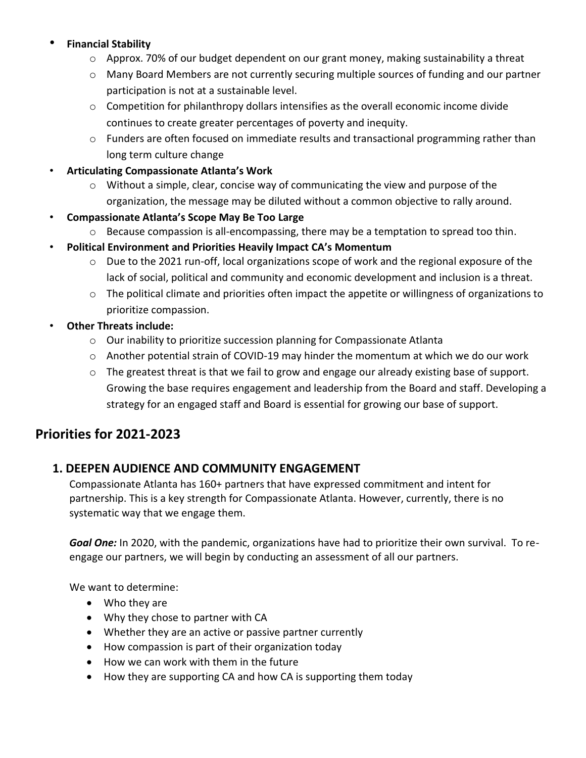- **Financial Stability**
    - Approx. 70% of our budget dependent on our grant money, making sustainability a threat
    - Many Board Members are not currently securing multiple sources of funding and our partner participation is not at a sustainable level.
    - Competition for philanthropy dollars intensifies as the overall economic income divide continues to create greater percentages of poverty and inequity.
    - Funders are often focused on immediate results and transactional programming rather than long term culture change
- **Articulating Compassionate Atlanta's Work**
    - Without a simple, clear, concise way of communicating the view and purpose of the organization, the message may be diluted without a common objective to rally around.
- **Compassionate Atlanta's Scope May Be Too Large**
    - Because compassion is all-encompassing, there may be a temptation to spread too thin.
- **Political Environment and Priorities Heavily Impact CA's Momentum**
    - Due to the 2021 run-off, local organizations scope of work and the regional exposure of the lack of social, political and community and economic development and inclusion is a threat.
    - The political climate and priorities often impact the appetite or willingness of organizations to prioritize compassion.
- **Other Threats include:**
    - Our inability to prioritize succession planning for Compassionate Atlanta
    - Another potential strain of COVID-19 may hinder the momentum at which we do our work
    - The greatest threat is that we fail to grow and engage our already existing base of support. Growing the base requires engagement and leadership from the Board and staff. Developing a strategy for an engaged staff and Board is essential for growing our base of support.

## Priorities for 2021-2023

### 1. DEEPEN AUDIENCE AND COMMUNITY ENGAGEMENT

Compassionate Atlanta has 160+ partners that have expressed commitment and intent for partnership. This is a key strength for Compassionate Atlanta. However, currently, there is no systematic way that we engage them.

***Goal One:*** In 2020, with the pandemic, organizations have had to prioritize their own survival. To re-engage our partners, we will begin by conducting an assessment of all our partners.

We want to determine:

- Who they are
- Why they chose to partner with CA
- Whether they are an active or passive partner currently
- How compassion is part of their organization today
- How we can work with them in the future
- How they are supporting CA and how CA is supporting them today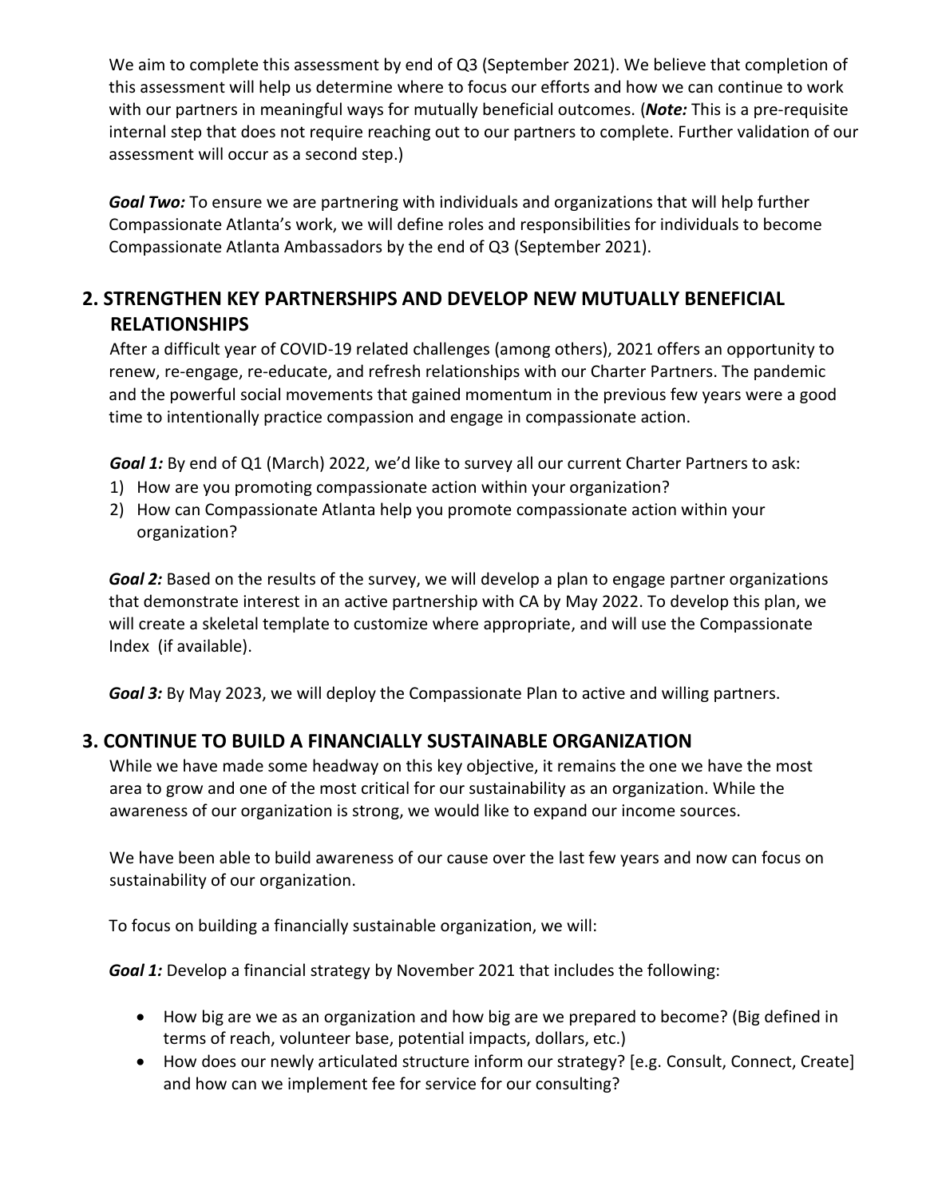We aim to complete this assessment by end of Q3 (September 2021). We believe that completion of this assessment will help us determine where to focus our efforts and how we can continue to work with our partners in meaningful ways for mutually beneficial outcomes. (***Note:*** This is a pre-requisite internal step that does not require reaching out to our partners to complete. Further validation of our assessment will occur as a second step.)

***Goal Two:*** To ensure we are partnering with individuals and organizations that will help further Compassionate Atlanta's work, we will define roles and responsibilities for individuals to become Compassionate Atlanta Ambassadors by the end of Q3 (September 2021).

## 2. STRENGTHEN KEY PARTNERSHIPS AND DEVELOP NEW MUTUALLY BENEFICIAL RELATIONSHIPS

After a difficult year of COVID-19 related challenges (among others), 2021 offers an opportunity to renew, re-engage, re-educate, and refresh relationships with our Charter Partners. The pandemic and the powerful social movements that gained momentum in the previous few years were a good time to intentionally practice compassion and engage in compassionate action.

***Goal 1:*** By end of Q1 (March) 2022, we'd like to survey all our current Charter Partners to ask:

1) How are you promoting compassionate action within your organization?
2) How can Compassionate Atlanta help you promote compassionate action within your organization?

***Goal 2:*** Based on the results of the survey, we will develop a plan to engage partner organizations that demonstrate interest in an active partnership with CA by May 2022. To develop this plan, we will create a skeletal template to customize where appropriate, and will use the Compassionate Index (if available).

***Goal 3:*** By May 2023, we will deploy the Compassionate Plan to active and willing partners.

## 3. CONTINUE TO BUILD A FINANCIALLY SUSTAINABLE ORGANIZATION

While we have made some headway on this key objective, it remains the one we have the most area to grow and one of the most critical for our sustainability as an organization. While the awareness of our organization is strong, we would like to expand our income sources.

We have been able to build awareness of our cause over the last few years and now can focus on sustainability of our organization.

To focus on building a financially sustainable organization, we will:

***Goal 1:*** Develop a financial strategy by November 2021 that includes the following:

- How big are we as an organization and how big are we prepared to become? (Big defined in terms of reach, volunteer base, potential impacts, dollars, etc.)
- How does our newly articulated structure inform our strategy? [e.g. Consult, Connect, Create] and how can we implement fee for service for our consulting?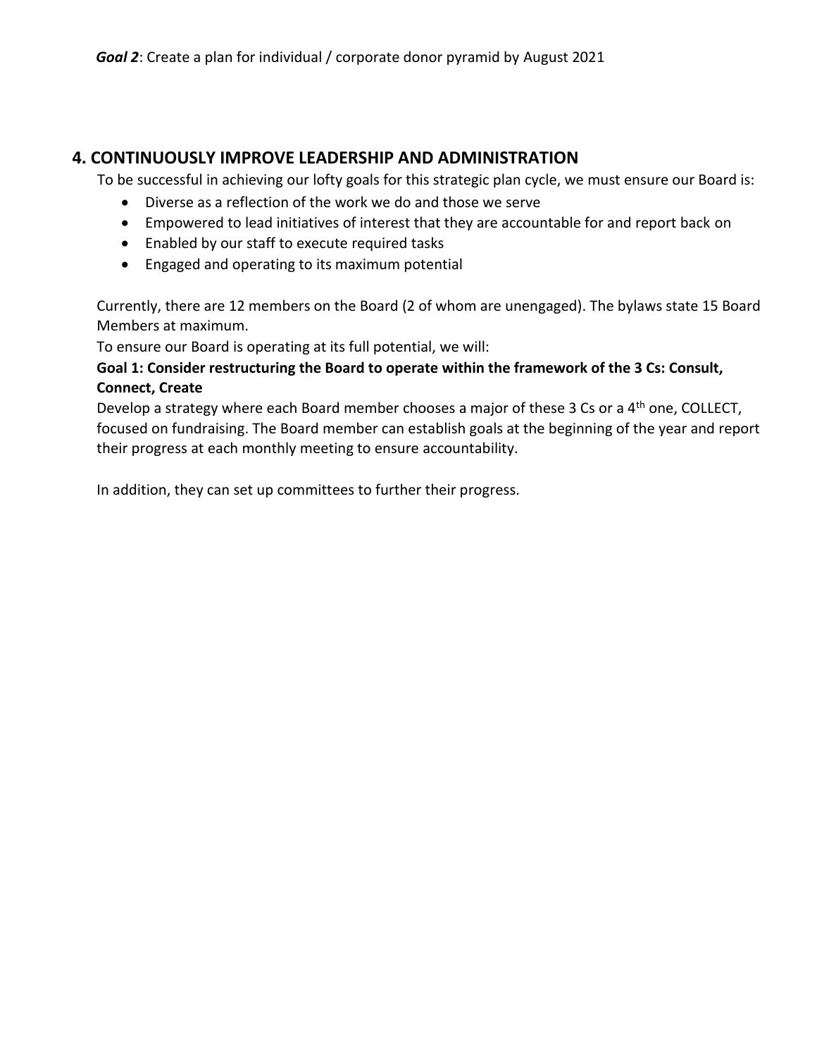***Goal 2***: Create a plan for individual / corporate donor pyramid by August 2021

## 4. CONTINUOUSLY IMPROVE LEADERSHIP AND ADMINISTRATION

To be successful in achieving our lofty goals for this strategic plan cycle, we must ensure our Board is:

- Diverse as a reflection of the work we do and those we serve
- Empowered to lead initiatives of interest that they are accountable for and report back on
- Enabled by our staff to execute required tasks
- Engaged and operating to its maximum potential

Currently, there are 12 members on the Board (2 of whom are unengaged). The bylaws state 15 Board Members at maximum.

To ensure our Board is operating at its full potential, we will:

**Goal 1: Consider restructuring the Board to operate within the framework of the 3 Cs: Consult, Connect, Create**

Develop a strategy where each Board member chooses a major of these 3 Cs or a 4th one, COLLECT, focused on fundraising. The Board member can establish goals at the beginning of the year and report their progress at each monthly meeting to ensure accountability.

In addition, they can set up committees to further their progress.